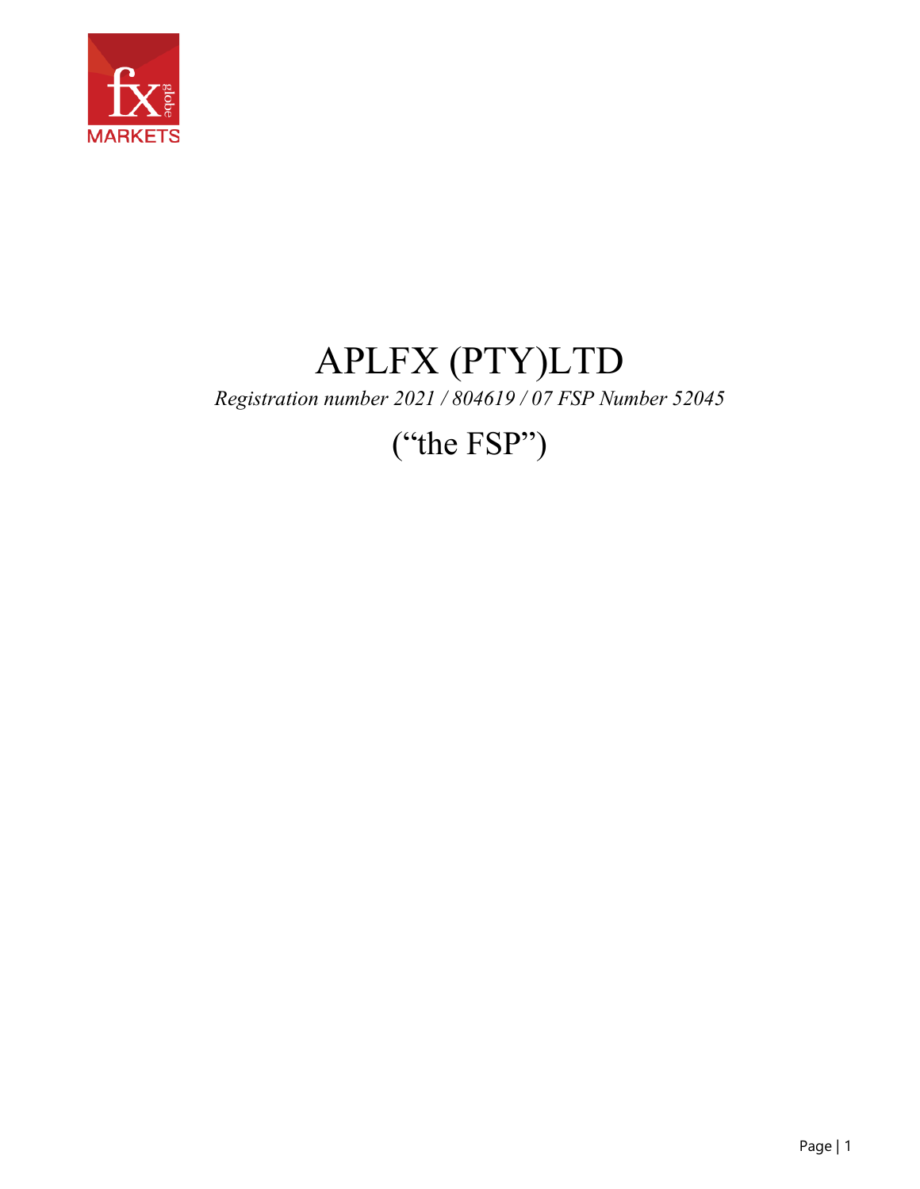# APLFX (PTY)LTD

*Registration number 2021 / 804619 / 07 FSP Number 52045*

## (“the FSP”)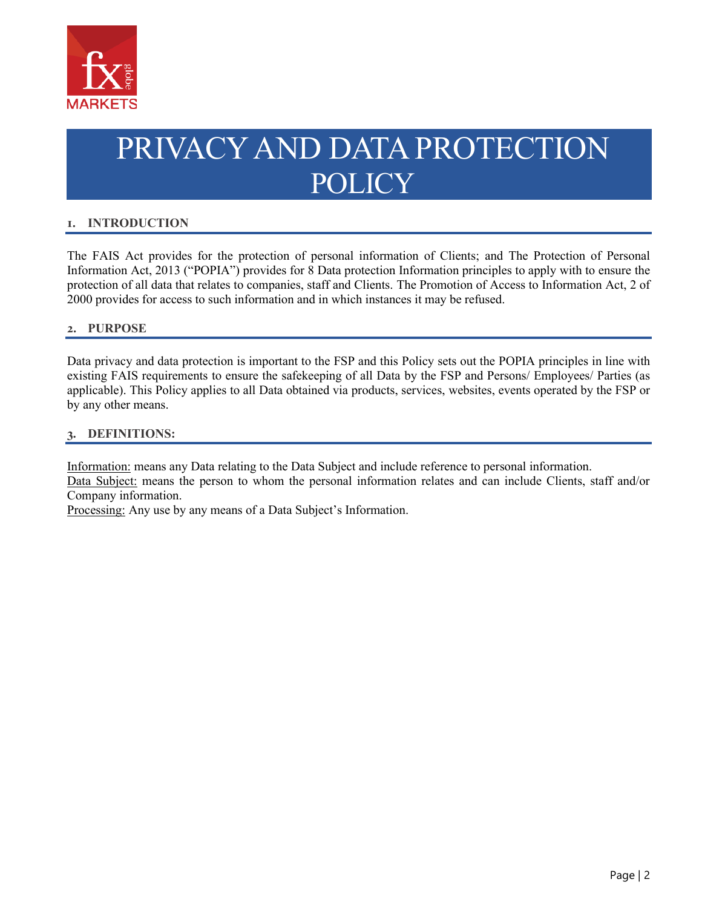# PRIVACY AND DATA PROTECTION POLICY

## 1. INTRODUCTION

The FAIS Act provides for the protection of personal information of Clients; and The Protection of Personal Information Act, 2013 ("POPIA") provides for 8 Data protection Information principles to apply with to ensure the protection of all data that relates to companies, staff and Clients. The Promotion of Access to Information Act, 2 of 2000 provides for access to such information and in which instances it may be refused.

## 2. PURPOSE

Data privacy and data protection is important to the FSP and this Policy sets out the POPIA principles in line with existing FAIS requirements to ensure the safekeeping of all Data by the FSP and Persons/ Employees/ Parties (as applicable). This Policy applies to all Data obtained via products, services, websites, events operated by the FSP or by any other means.

## 3. DEFINITIONS:

Information: means any Data relating to the Data Subject and include reference to personal information.
Data Subject: means the person to whom the personal information relates and can include Clients, staff and/or Company information.
Processing: Any use by any means of a Data Subject's Information.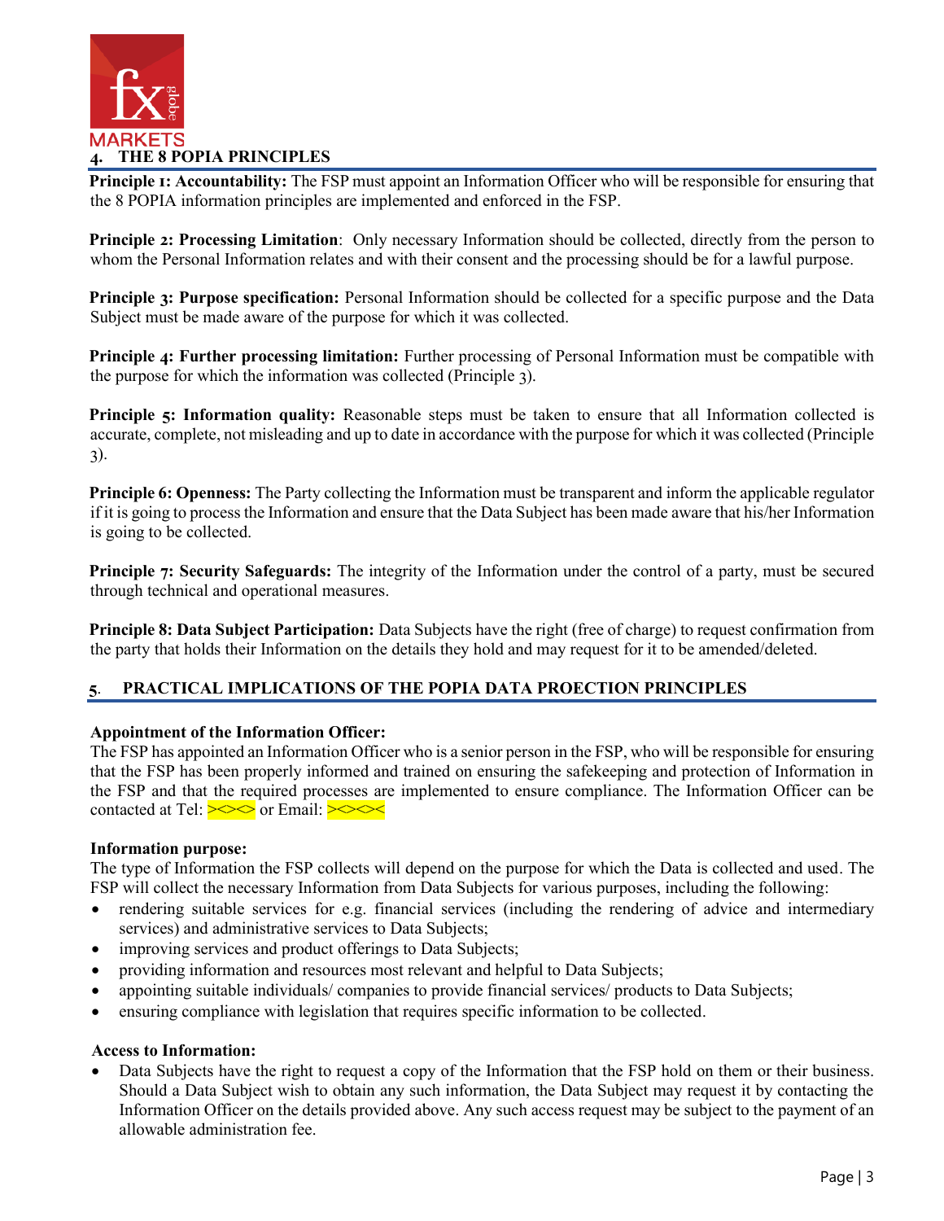## 4. THE 8 POPIA PRINCIPLES

**Principle 1: Accountability:** The FSP must appoint an Information Officer who will be responsible for ensuring that the 8 POPIA information principles are implemented and enforced in the FSP.

**Principle 2: Processing Limitation**: Only necessary Information should be collected, directly from the person to whom the Personal Information relates and with their consent and the processing should be for a lawful purpose.

**Principle 3: Purpose specification:** Personal Information should be collected for a specific purpose and the Data Subject must be made aware of the purpose for which it was collected.

**Principle 4: Further processing limitation:** Further processing of Personal Information must be compatible with the purpose for which the information was collected (Principle 3).

**Principle 5: Information quality:** Reasonable steps must be taken to ensure that all Information collected is accurate, complete, not misleading and up to date in accordance with the purpose for which it was collected (Principle 3).

**Principle 6: Openness:** The Party collecting the Information must be transparent and inform the applicable regulator if it is going to process the Information and ensure that the Data Subject has been made aware that his/her Information is going to be collected.

**Principle 7: Security Safeguards:** The integrity of the Information under the control of a party, must be secured through technical and operational measures.

**Principle 8: Data Subject Participation:** Data Subjects have the right (free of charge) to request confirmation from the party that holds their Information on the details they hold and may request for it to be amended/deleted.

## 5. PRACTICAL IMPLICATIONS OF THE POPIA DATA PROECTION PRINCIPLES

**Appointment of the Information Officer:**
The FSP has appointed an Information Officer who is a senior person in the FSP, who will be responsible for ensuring that the FSP has been properly informed and trained on ensuring the safekeeping and protection of Information in the FSP and that the required processes are implemented to ensure compliance. The Information Officer can be contacted at Tel: ><>< or Email: ><><

**Information purpose:**
The type of Information the FSP collects will depend on the purpose for which the Data is collected and used. The FSP will collect the necessary Information from Data Subjects for various purposes, including the following:

- rendering suitable services for e.g. financial services (including the rendering of advice and intermediary services) and administrative services to Data Subjects;
- improving services and product offerings to Data Subjects;
- providing information and resources most relevant and helpful to Data Subjects;
- appointing suitable individuals/ companies to provide financial services/ products to Data Subjects;
- ensuring compliance with legislation that requires specific information to be collected.

**Access to Information:**

- Data Subjects have the right to request a copy of the Information that the FSP hold on them or their business. Should a Data Subject wish to obtain any such information, the Data Subject may request it by contacting the Information Officer on the details provided above. Any such access request may be subject to the payment of an allowable administration fee.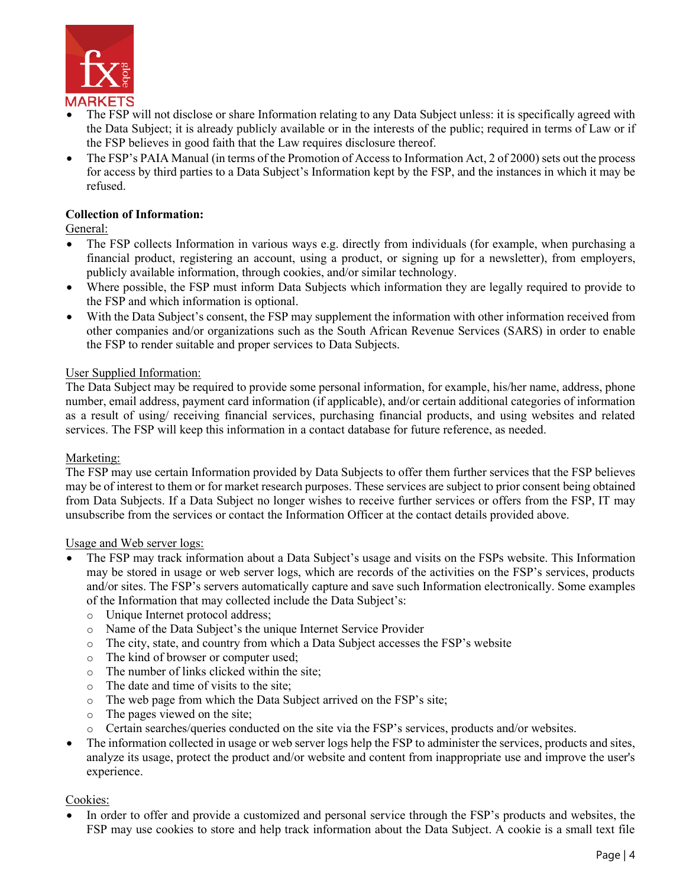- The FSP will not disclose or share Information relating to any Data Subject unless: it is specifically agreed with the Data Subject; it is already publicly available or in the interests of the public; required in terms of Law or if the FSP believes in good faith that the Law requires disclosure thereof.
- The FSP's PAIA Manual (in terms of the Promotion of Access to Information Act, 2 of 2000) sets out the process for access by third parties to a Data Subject's Information kept by the FSP, and the instances in which it may be refused.

**Collection of Information:**

General:

- The FSP collects Information in various ways e.g. directly from individuals (for example, when purchasing a financial product, registering an account, using a product, or signing up for a newsletter), from employers, publicly available information, through cookies, and/or similar technology.
- Where possible, the FSP must inform Data Subjects which information they are legally required to provide to the FSP and which information is optional.
- With the Data Subject's consent, the FSP may supplement the information with other information received from other companies and/or organizations such as the South African Revenue Services (SARS) in order to enable the FSP to render suitable and proper services to Data Subjects.

User Supplied Information:

The Data Subject may be required to provide some personal information, for example, his/her name, address, phone number, email address, payment card information (if applicable), and/or certain additional categories of information as a result of using/ receiving financial services, purchasing financial products, and using websites and related services. The FSP will keep this information in a contact database for future reference, as needed.

Marketing:

The FSP may use certain Information provided by Data Subjects to offer them further services that the FSP believes may be of interest to them or for market research purposes. These services are subject to prior consent being obtained from Data Subjects. If a Data Subject no longer wishes to receive further services or offers from the FSP, IT may unsubscribe from the services or contact the Information Officer at the contact details provided above.

Usage and Web server logs:

- The FSP may track information about a Data Subject's usage and visits on the FSPs website. This Information may be stored in usage or web server logs, which are records of the activities on the FSP's services, products and/or sites. The FSP's servers automatically capture and save such Information electronically. Some examples of the Information that may collected include the Data Subject's:
  - Unique Internet protocol address;
  - Name of the Data Subject's the unique Internet Service Provider
  - The city, state, and country from which a Data Subject accesses the FSP's website
  - The kind of browser or computer used;
  - The number of links clicked within the site;
  - The date and time of visits to the site;
  - The web page from which the Data Subject arrived on the FSP's site;
  - The pages viewed on the site;
  - Certain searches/queries conducted on the site via the FSP's services, products and/or websites.
- The information collected in usage or web server logs help the FSP to administer the services, products and sites, analyze its usage, protect the product and/or website and content from inappropriate use and improve the user's experience.

Cookies:

- In order to offer and provide a customized and personal service through the FSP's products and websites, the FSP may use cookies to store and help track information about the Data Subject. A cookie is a small text file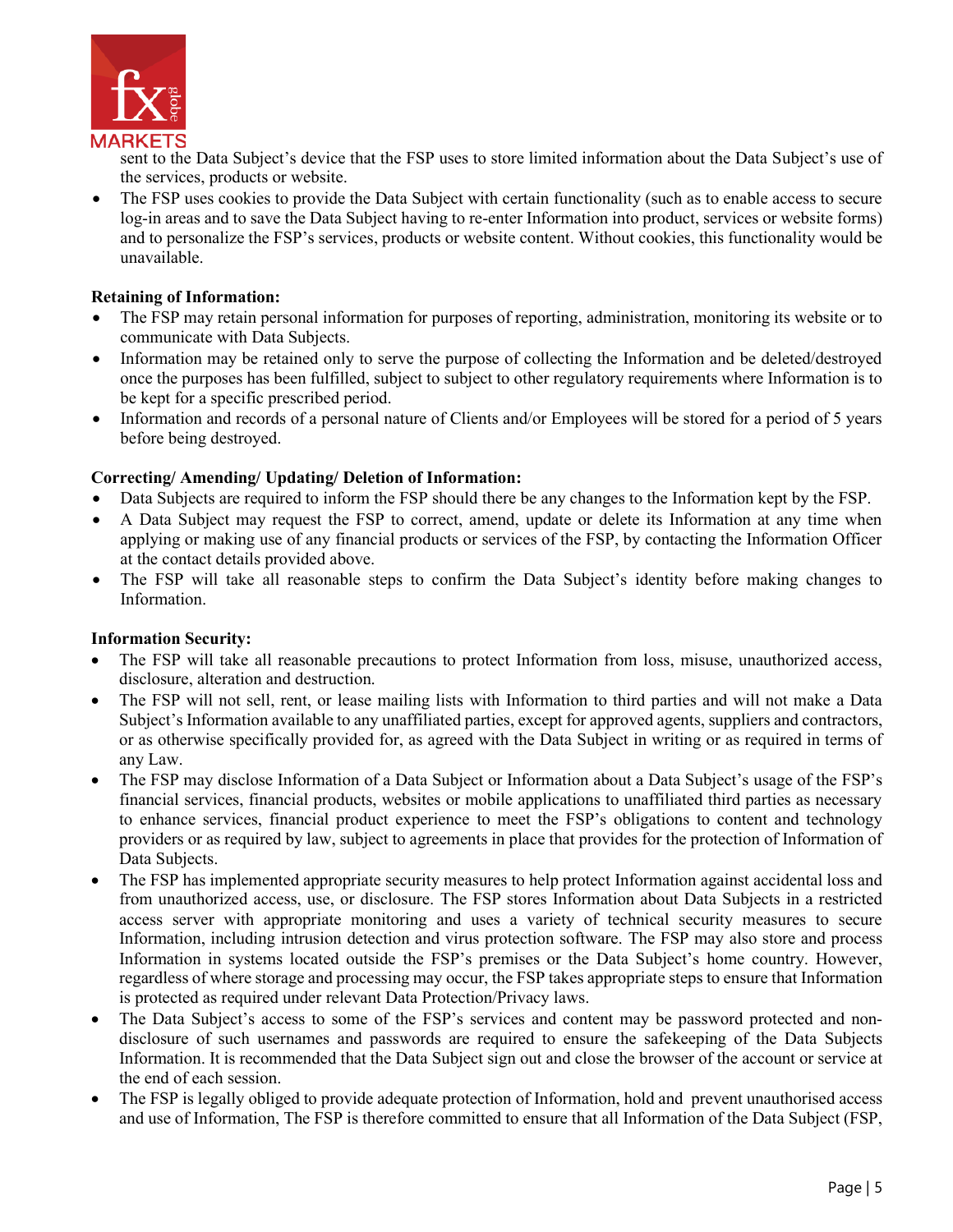sent to the Data Subject's device that the FSP uses to store limited information about the Data Subject's use of the services, products or website.

- The FSP uses cookies to provide the Data Subject with certain functionality (such as to enable access to secure log-in areas and to save the Data Subject having to re-enter Information into product, services or website forms) and to personalize the FSP's services, products or website content. Without cookies, this functionality would be unavailable.

**Retaining of Information:**

- The FSP may retain personal information for purposes of reporting, administration, monitoring its website or to communicate with Data Subjects.
- Information may be retained only to serve the purpose of collecting the Information and be deleted/destroyed once the purposes has been fulfilled, subject to subject to other regulatory requirements where Information is to be kept for a specific prescribed period.
- Information and records of a personal nature of Clients and/or Employees will be stored for a period of 5 years before being destroyed.

**Correcting/ Amending/ Updating/ Deletion of Information:**

- Data Subjects are required to inform the FSP should there be any changes to the Information kept by the FSP.
- A Data Subject may request the FSP to correct, amend, update or delete its Information at any time when applying or making use of any financial products or services of the FSP, by contacting the Information Officer at the contact details provided above.
- The FSP will take all reasonable steps to confirm the Data Subject's identity before making changes to Information.

**Information Security:**

- The FSP will take all reasonable precautions to protect Information from loss, misuse, unauthorized access, disclosure, alteration and destruction.
- The FSP will not sell, rent, or lease mailing lists with Information to third parties and will not make a Data Subject's Information available to any unaffiliated parties, except for approved agents, suppliers and contractors, or as otherwise specifically provided for, as agreed with the Data Subject in writing or as required in terms of any Law.
- The FSP may disclose Information of a Data Subject or Information about a Data Subject's usage of the FSP's financial services, financial products, websites or mobile applications to unaffiliated third parties as necessary to enhance services, financial product experience to meet the FSP's obligations to content and technology providers or as required by law, subject to agreements in place that provides for the protection of Information of Data Subjects.
- The FSP has implemented appropriate security measures to help protect Information against accidental loss and from unauthorized access, use, or disclosure. The FSP stores Information about Data Subjects in a restricted access server with appropriate monitoring and uses a variety of technical security measures to secure Information, including intrusion detection and virus protection software. The FSP may also store and process Information in systems located outside the FSP's premises or the Data Subject's home country. However, regardless of where storage and processing may occur, the FSP takes appropriate steps to ensure that Information is protected as required under relevant Data Protection/Privacy laws.
- The Data Subject's access to some of the FSP's services and content may be password protected and non-disclosure of such usernames and passwords are required to ensure the safekeeping of the Data Subjects Information. It is recommended that the Data Subject sign out and close the browser of the account or service at the end of each session.
- The FSP is legally obliged to provide adequate protection of Information, hold and prevent unauthorised access and use of Information, The FSP is therefore committed to ensure that all Information of the Data Subject (FSP,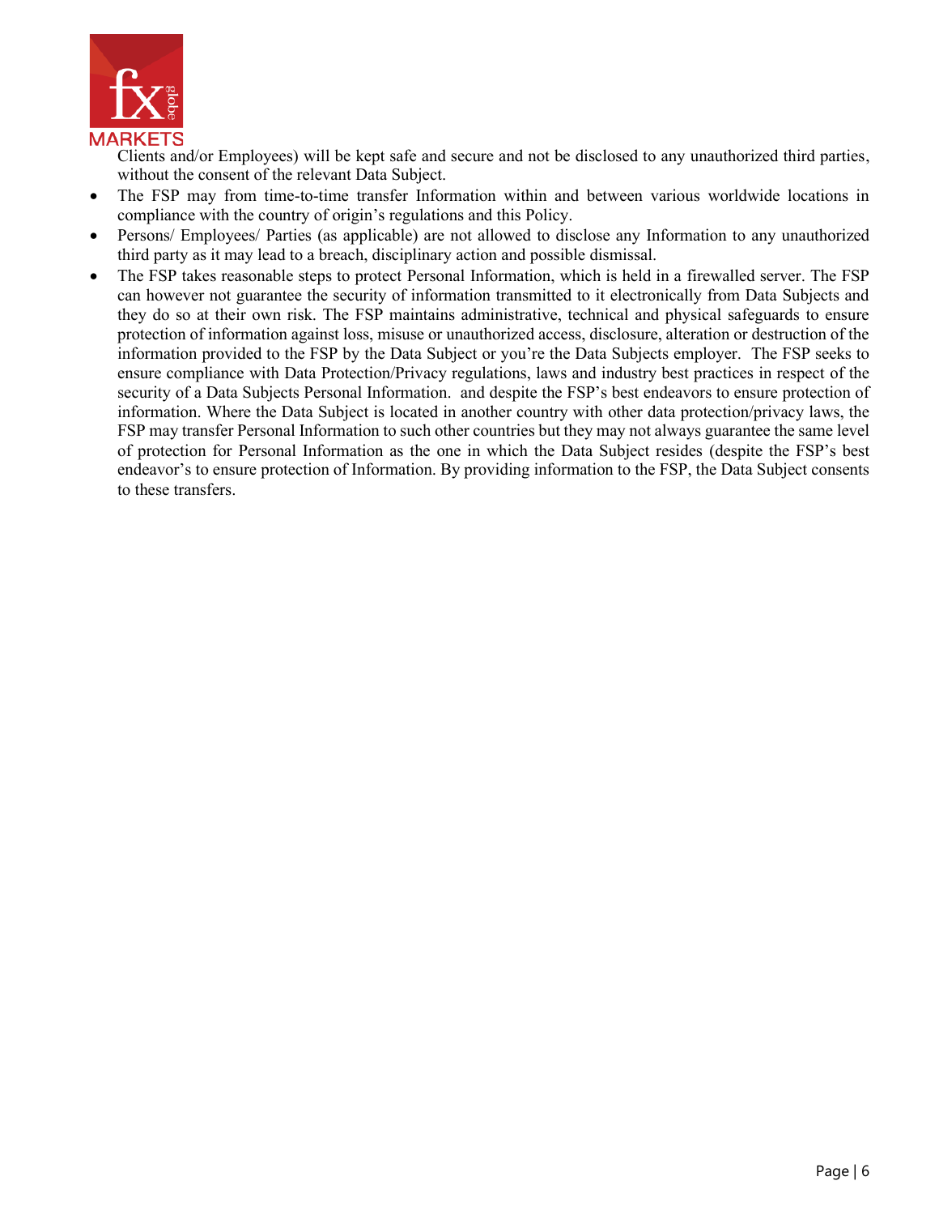Clients and/or Employees) will be kept safe and secure and not be disclosed to any unauthorized third parties, without the consent of the relevant Data Subject.

- The FSP may from time-to-time transfer Information within and between various worldwide locations in compliance with the country of origin's regulations and this Policy.
- Persons/ Employees/ Parties (as applicable) are not allowed to disclose any Information to any unauthorized third party as it may lead to a breach, disciplinary action and possible dismissal.
- The FSP takes reasonable steps to protect Personal Information, which is held in a firewalled server. The FSP can however not guarantee the security of information transmitted to it electronically from Data Subjects and they do so at their own risk. The FSP maintains administrative, technical and physical safeguards to ensure protection of information against loss, misuse or unauthorized access, disclosure, alteration or destruction of the information provided to the FSP by the Data Subject or you're the Data Subjects employer. The FSP seeks to ensure compliance with Data Protection/Privacy regulations, laws and industry best practices in respect of the security of a Data Subjects Personal Information. and despite the FSP's best endeavors to ensure protection of information. Where the Data Subject is located in another country with other data protection/privacy laws, the FSP may transfer Personal Information to such other countries but they may not always guarantee the same level of protection for Personal Information as the one in which the Data Subject resides (despite the FSP's best endeavor's to ensure protection of Information. By providing information to the FSP, the Data Subject consents to these transfers.